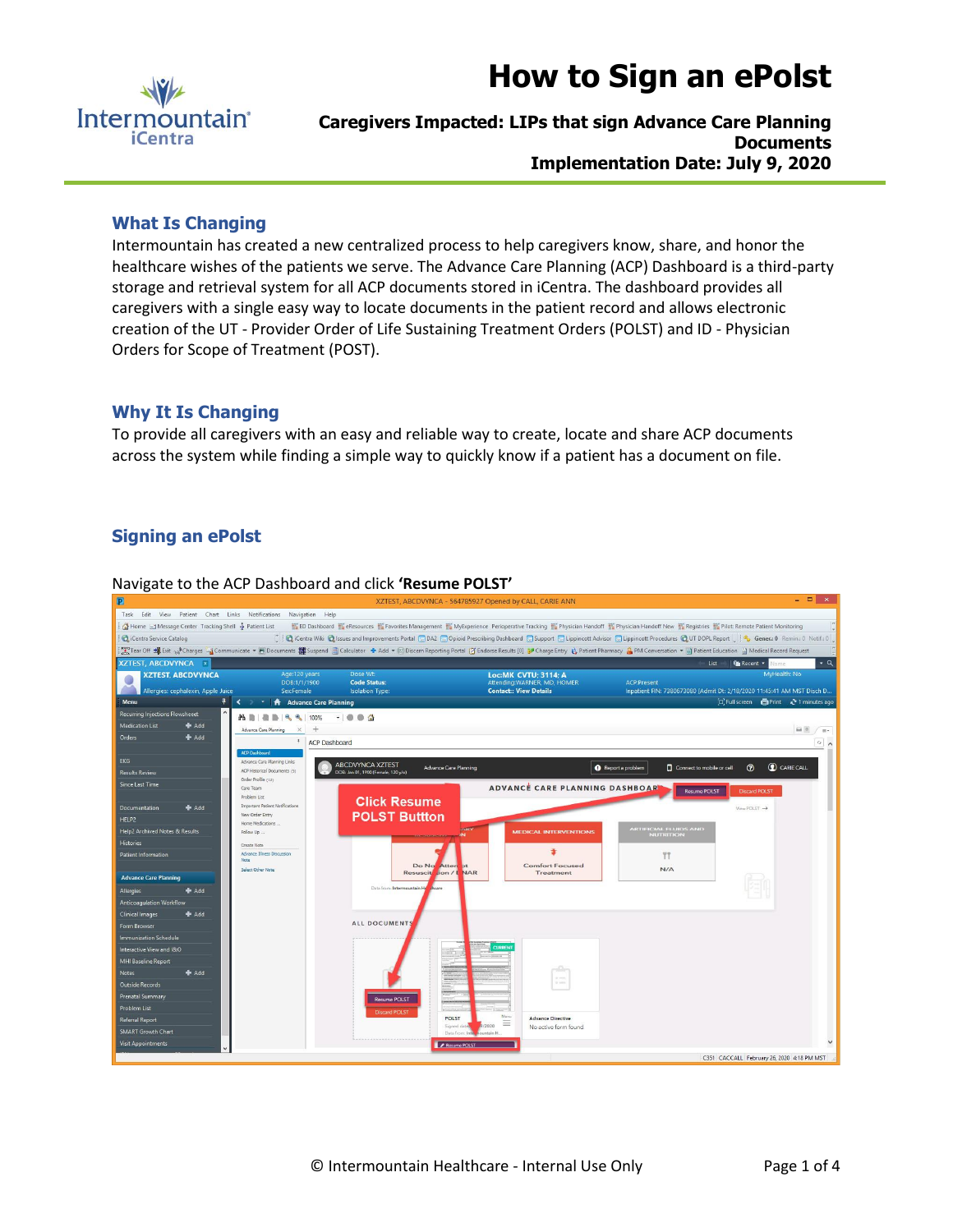# How to Sign an ePolst

**Caregivers Impacted: LIPs that sign Advance Care Planning Documents**
**Implementation Date: July 9, 2020**

## What Is Changing

Intermountain has created a new centralized process to help caregivers know, share, and honor the healthcare wishes of the patients we serve. The Advance Care Planning (ACP) Dashboard is a third-party storage and retrieval system for all ACP documents stored in iCentra. The dashboard provides all caregivers with a single easy way to locate documents in the patient record and allows electronic creation of the UT - Provider Order of Life Sustaining Treatment Orders (POLST) and ID - Physician Orders for Scope of Treatment (POST).

## Why It Is Changing

To provide all caregivers with an easy and reliable way to create, locate and share ACP documents across the system while finding a simple way to quickly know if a patient has a document on file.

## Signing an ePolst

Navigate to the ACP Dashboard and click **'Resume POLST'**

**Click Resume POLST Buttton**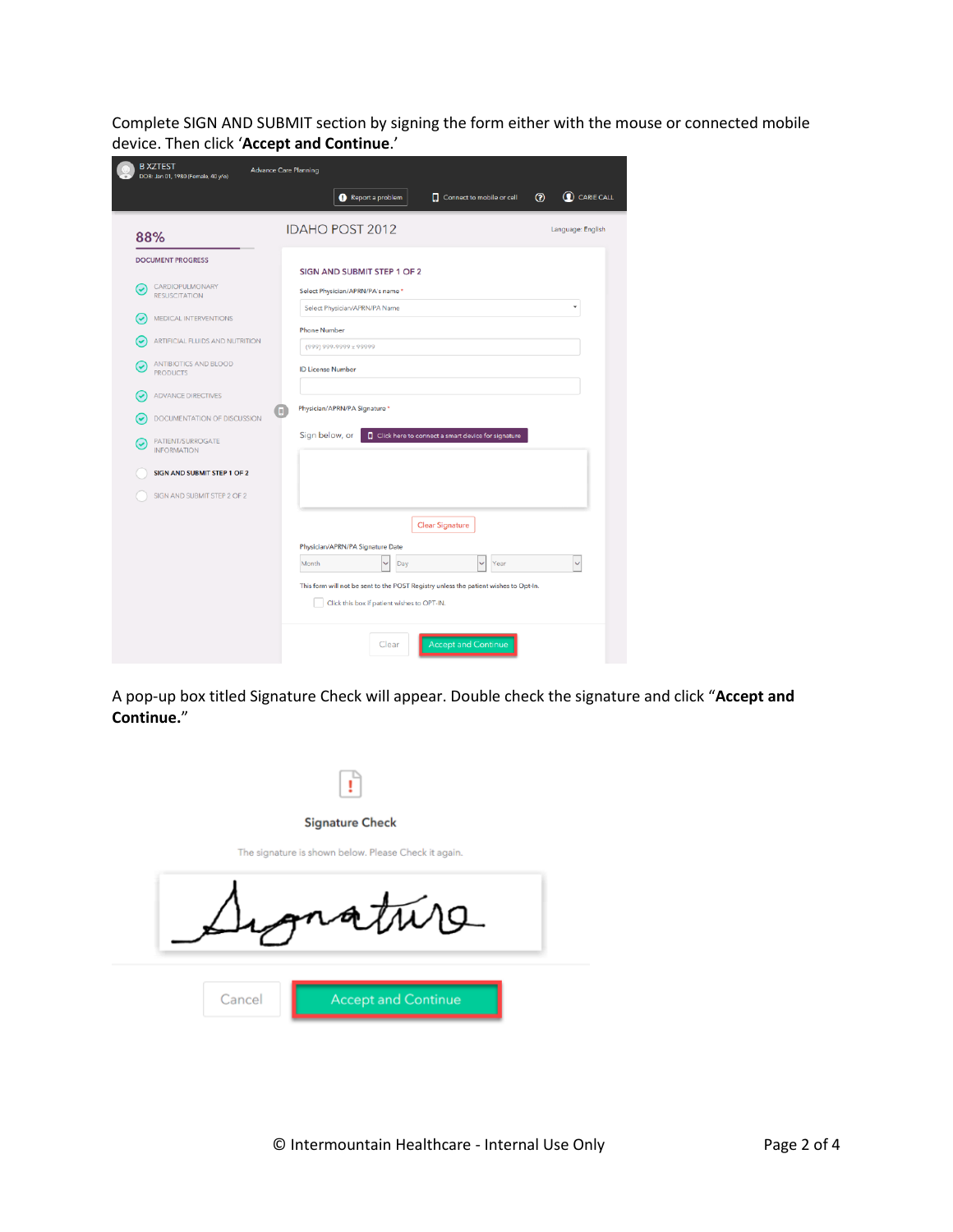Complete SIGN AND SUBMIT section by signing the form either with the mouse or connected mobile device. Then click '**Accept and Continue**.'

A pop-up box titled Signature Check will appear. Double check the signature and click "**Accept and Continue.**"

© Intermountain Healthcare - Internal Use Only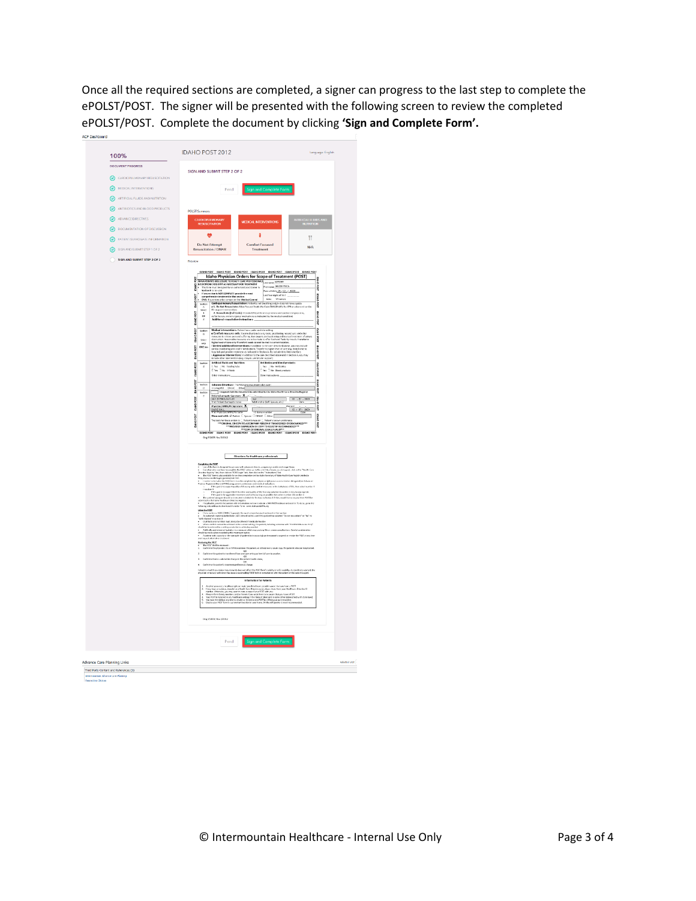Once all the required sections are completed, a signer can progress to the last step to complete the ePOLST/POST. The signer will be presented with the following screen to review the completed ePOLST/POST. Complete the document by clicking **'Sign and Complete Form'.**

ACP Dashboard

100%

DOCUMENT PROGRESS

- CARDIOPULMONARY RESUSCITATION
- MEDICAL INTERVENTIONS
- ARTIFICIAL FLUIDS AND NUTRITION
- ANTIBIOTICS AND BLOOD PRODUCTS
- ADVANCE DIRECTIVES
- DOCUMENTATION OF DISCUSSION
- PATIENT/SURROGATE INFORMATION
- SIGN AND SUBMIT STEP 1 OF 2
- SIGN AND SUBMIT STEP 2 OF 2

IDAHO POST 2012

Language: English

SIGN AND SUBMIT STEP 2 OF 2

Pend | Sign and Complete Form

POLST Summary

| CARDIOPULMONARY RESUSCITATION | MEDICAL INTERVENTIONS | ARTIFICIAL FLUIDS AND NUTRITION |
|---|---|---|
| Do Not Attempt Resuscitation / DNAR | Comfort Focused Treatment | N/A |

Preview

Idaho Physician Orders for Scope of Treatment (POST)

Directions for Healthcare professionals

Pend | Sign and Complete Form

Advance Care Planning Links

Third Party Content and References

Intermountain Advance Care Planning

Respecting Choices

© Intermountain Healthcare - Internal Use Only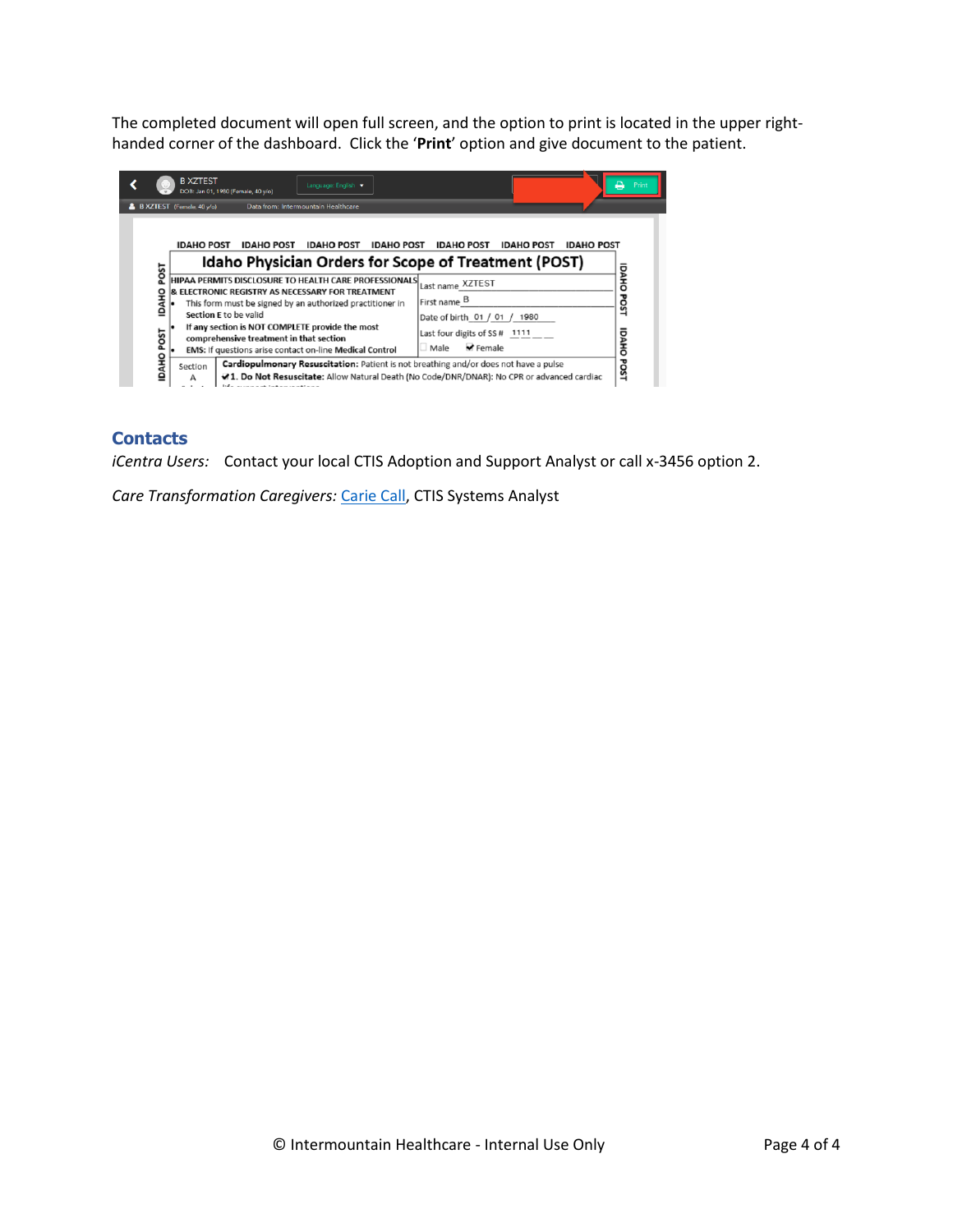The completed document will open full screen, and the option to print is located in the upper right-handed corner of the dashboard. Click the '**Print**' option and give document to the patient.

## Contacts

*iCentra Users:* Contact your local CTIS Adoption and Support Analyst or call x-3456 option 2.

*Care Transformation Caregivers:* Carie Call, CTIS Systems Analyst

© Intermountain Healthcare - Internal Use Only